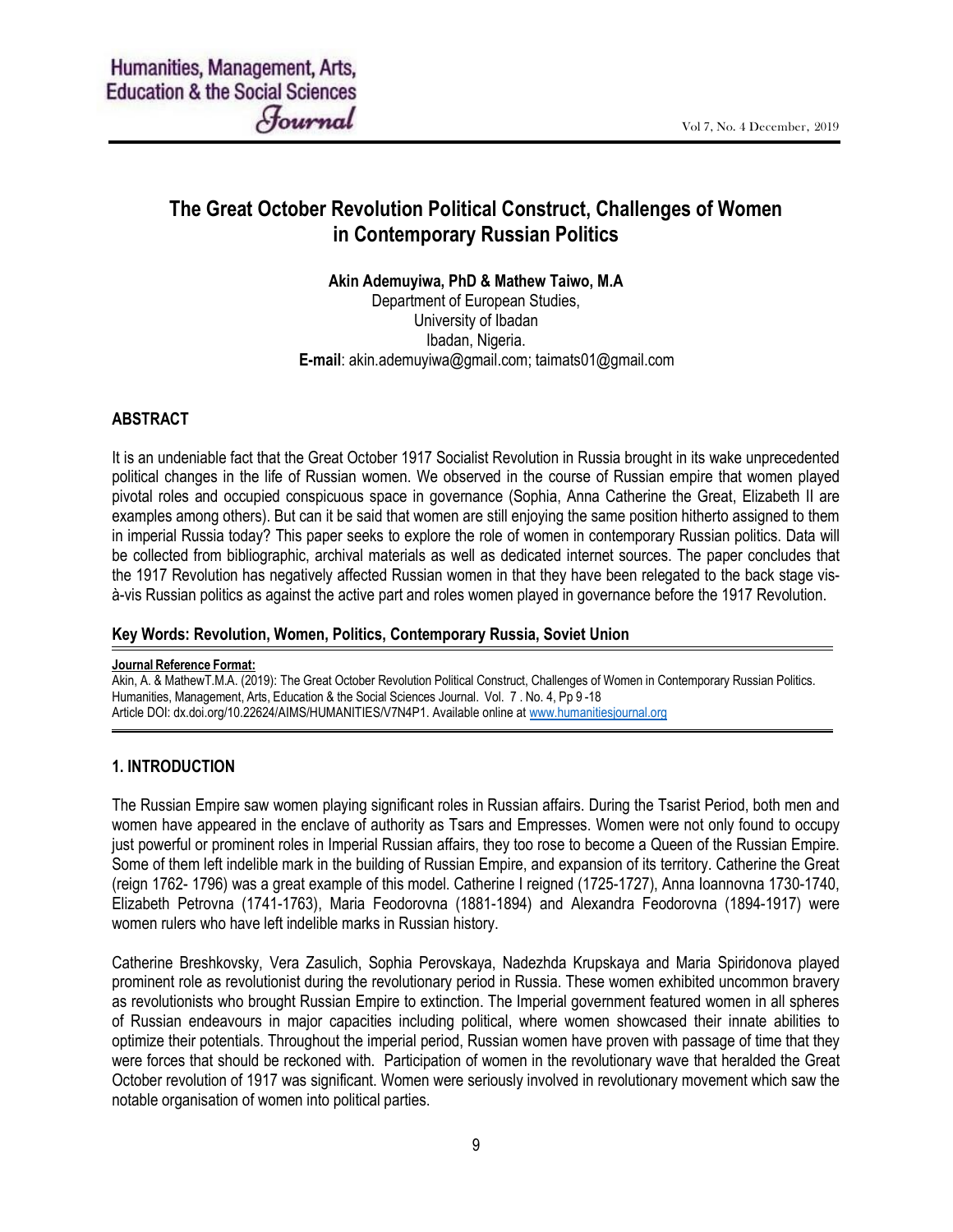# The Great October Revolution Political Construct, Challenges of Women in Contemporary Russian Politics

**Akin Ademuyiwa, PhD & Mathew Taiwo, M.A**
Department of European Studies,
University of Ibadan
Ibadan, Nigeria.
**E-mail**: akin.ademuyiwa@gmail.com; taimats01@gmail.com

## ABSTRACT

It is an undeniable fact that the Great October 1917 Socialist Revolution in Russia brought in its wake unprecedented political changes in the life of Russian women. We observed in the course of Russian empire that women played pivotal roles and occupied conspicuous space in governance (Sophia, Anna Catherine the Great, Elizabeth II are examples among others). But can it be said that women are still enjoying the same position hitherto assigned to them in imperial Russia today? This paper seeks to explore the role of women in contemporary Russian politics. Data will be collected from bibliographic, archival materials as well as dedicated internet sources. The paper concludes that the 1917 Revolution has negatively affected Russian women in that they have been relegated to the back stage vis-à-vis Russian politics as against the active part and roles women played in governance before the 1917 Revolution.

**Key Words: Revolution, Women, Politics, Contemporary Russia, Soviet Union**

**Journal Reference Format:**
Akin, A. & MathewT.M.A. (2019): The Great October Revolution Political Construct, Challenges of Women in Contemporary Russian Politics. Humanities, Management, Arts, Education & the Social Sciences Journal. Vol. 7 . No. 4, Pp 9 -18
Article DOI: dx.doi.org/10.22624/AIMS/HUMANITIES/V7N4P1. Available online at www.humanitiesjournal.org

## 1. INTRODUCTION

The Russian Empire saw women playing significant roles in Russian affairs. During the Tsarist Period, both men and women have appeared in the enclave of authority as Tsars and Empresses. Women were not only found to occupy just powerful or prominent roles in Imperial Russian affairs, they too rose to become a Queen of the Russian Empire. Some of them left indelible mark in the building of Russian Empire, and expansion of its territory. Catherine the Great (reign 1762- 1796) was a great example of this model. Catherine I reigned (1725-1727), Anna Ioannovna 1730-1740, Elizabeth Petrovna (1741-1763), Maria Feodorovna (1881-1894) and Alexandra Feodorovna (1894-1917) were women rulers who have left indelible marks in Russian history.

Catherine Breshkovsky, Vera Zasulich, Sophia Perovskaya, Nadezhda Krupskaya and Maria Spiridonova played prominent role as revolutionist during the revolutionary period in Russia. These women exhibited uncommon bravery as revolutionists who brought Russian Empire to extinction. The Imperial government featured women in all spheres of Russian endeavours in major capacities including political, where women showcased their innate abilities to optimize their potentials. Throughout the imperial period, Russian women have proven with passage of time that they were forces that should be reckoned with. Participation of women in the revolutionary wave that heralded the Great October revolution of 1917 was significant. Women were seriously involved in revolutionary movement which saw the notable organisation of women into political parties.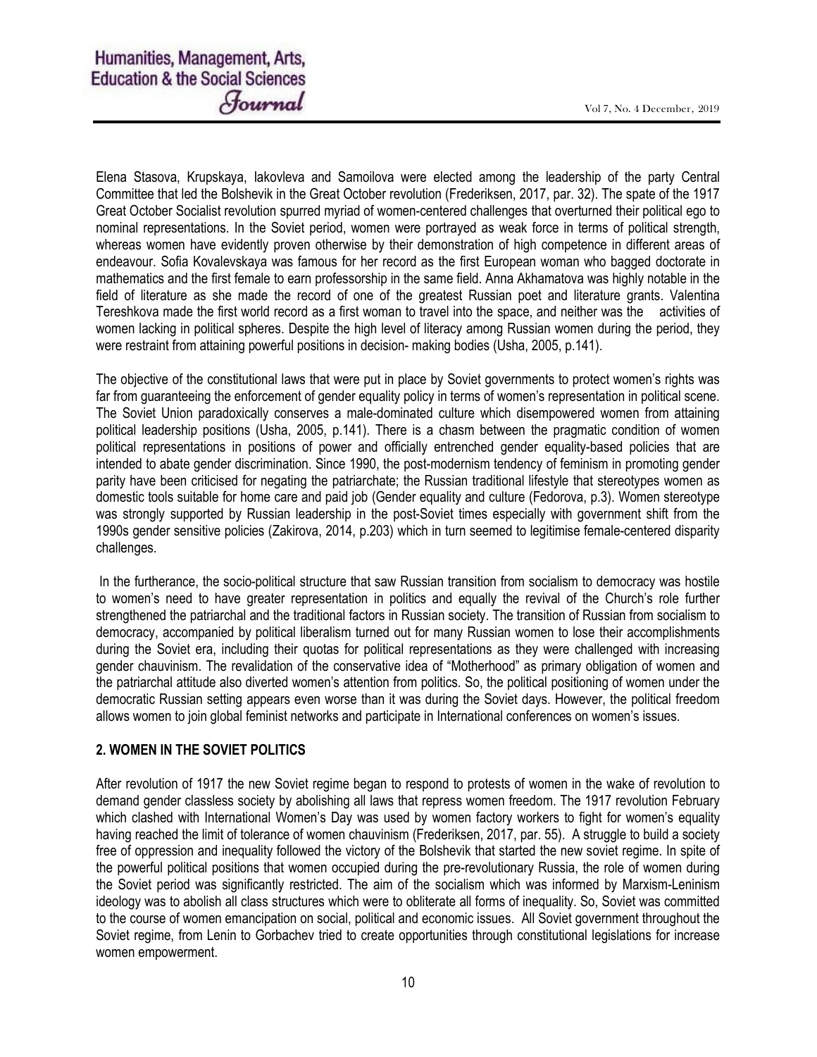Elena Stasova, Krupskaya, Iakovleva and Samoilova were elected among the leadership of the party Central Committee that led the Bolshevik in the Great October revolution (Frederiksen, 2017, par. 32). The spate of the 1917 Great October Socialist revolution spurred myriad of women-centered challenges that overturned their political ego to nominal representations. In the Soviet period, women were portrayed as weak force in terms of political strength, whereas women have evidently proven otherwise by their demonstration of high competence in different areas of endeavour. Sofia Kovalevskaya was famous for her record as the first European woman who bagged doctorate in mathematics and the first female to earn professorship in the same field. Anna Akhamatova was highly notable in the field of literature as she made the record of one of the greatest Russian poet and literature grants. Valentina Tereshkova made the first world record as a first woman to travel into the space, and neither was the activities of women lacking in political spheres. Despite the high level of literacy among Russian women during the period, they were restraint from attaining powerful positions in decision- making bodies (Usha, 2005, p.141).

The objective of the constitutional laws that were put in place by Soviet governments to protect women's rights was far from guaranteeing the enforcement of gender equality policy in terms of women's representation in political scene. The Soviet Union paradoxically conserves a male-dominated culture which disempowered women from attaining political leadership positions (Usha, 2005, p.141). There is a chasm between the pragmatic condition of women political representations in positions of power and officially entrenched gender equality-based policies that are intended to abate gender discrimination. Since 1990, the post-modernism tendency of feminism in promoting gender parity have been criticised for negating the patriarchate; the Russian traditional lifestyle that stereotypes women as domestic tools suitable for home care and paid job (Gender equality and culture (Fedorova, p.3). Women stereotype was strongly supported by Russian leadership in the post-Soviet times especially with government shift from the 1990s gender sensitive policies (Zakirova, 2014, p.203) which in turn seemed to legitimise female-centered disparity challenges.

In the furtherance, the socio-political structure that saw Russian transition from socialism to democracy was hostile to women's need to have greater representation in politics and equally the revival of the Church's role further strengthened the patriarchal and the traditional factors in Russian society. The transition of Russian from socialism to democracy, accompanied by political liberalism turned out for many Russian women to lose their accomplishments during the Soviet era, including their quotas for political representations as they were challenged with increasing gender chauvinism. The revalidation of the conservative idea of "Motherhood" as primary obligation of women and the patriarchal attitude also diverted women's attention from politics. So, the political positioning of women under the democratic Russian setting appears even worse than it was during the Soviet days. However, the political freedom allows women to join global feminist networks and participate in International conferences on women's issues.

## 2. WOMEN IN THE SOVIET POLITICS

After revolution of 1917 the new Soviet regime began to respond to protests of women in the wake of revolution to demand gender classless society by abolishing all laws that repress women freedom. The 1917 revolution February which clashed with International Women's Day was used by women factory workers to fight for women's equality having reached the limit of tolerance of women chauvinism (Frederiksen, 2017, par. 55). A struggle to build a society free of oppression and inequality followed the victory of the Bolshevik that started the new soviet regime. In spite of the powerful political positions that women occupied during the pre-revolutionary Russia, the role of women during the Soviet period was significantly restricted. The aim of the socialism which was informed by Marxism-Leninism ideology was to abolish all class structures which were to obliterate all forms of inequality. So, Soviet was committed to the course of women emancipation on social, political and economic issues. All Soviet government throughout the Soviet regime, from Lenin to Gorbachev tried to create opportunities through constitutional legislations for increase women empowerment.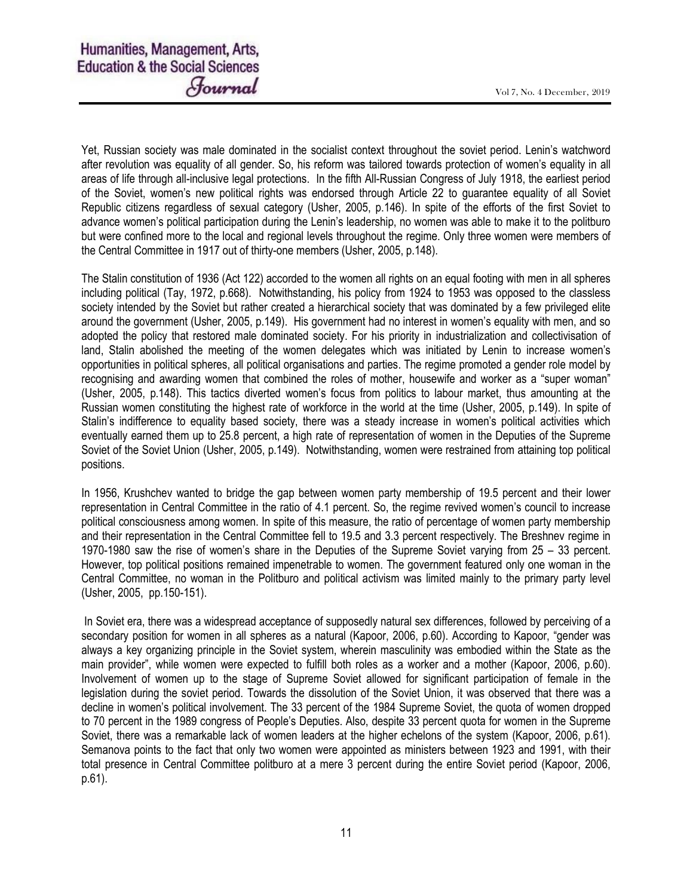Yet, Russian society was male dominated in the socialist context throughout the soviet period. Lenin's watchword after revolution was equality of all gender. So, his reform was tailored towards protection of women's equality in all areas of life through all-inclusive legal protections. In the fifth All-Russian Congress of July 1918, the earliest period of the Soviet, women's new political rights was endorsed through Article 22 to guarantee equality of all Soviet Republic citizens regardless of sexual category (Usher, 2005, p.146). In spite of the efforts of the first Soviet to advance women's political participation during the Lenin's leadership, no women was able to make it to the politburo but were confined more to the local and regional levels throughout the regime. Only three women were members of the Central Committee in 1917 out of thirty-one members (Usher, 2005, p.148).

The Stalin constitution of 1936 (Act 122) accorded to the women all rights on an equal footing with men in all spheres including political (Tay, 1972, p.668). Notwithstanding, his policy from 1924 to 1953 was opposed to the classless society intended by the Soviet but rather created a hierarchical society that was dominated by a few privileged elite around the government (Usher, 2005, p.149). His government had no interest in women's equality with men, and so adopted the policy that restored male dominated society. For his priority in industrialization and collectivisation of land, Stalin abolished the meeting of the women delegates which was initiated by Lenin to increase women's opportunities in political spheres, all political organisations and parties. The regime promoted a gender role model by recognising and awarding women that combined the roles of mother, housewife and worker as a "super woman" (Usher, 2005, p.148). This tactics diverted women's focus from politics to labour market, thus amounting at the Russian women constituting the highest rate of workforce in the world at the time (Usher, 2005, p.149). In spite of Stalin's indifference to equality based society, there was a steady increase in women's political activities which eventually earned them up to 25.8 percent, a high rate of representation of women in the Deputies of the Supreme Soviet of the Soviet Union (Usher, 2005, p.149). Notwithstanding, women were restrained from attaining top political positions.

In 1956, Krushchev wanted to bridge the gap between women party membership of 19.5 percent and their lower representation in Central Committee in the ratio of 4.1 percent. So, the regime revived women's council to increase political consciousness among women. In spite of this measure, the ratio of percentage of women party membership and their representation in the Central Committee fell to 19.5 and 3.3 percent respectively. The Breshnev regime in 1970-1980 saw the rise of women's share in the Deputies of the Supreme Soviet varying from 25 – 33 percent. However, top political positions remained impenetrable to women. The government featured only one woman in the Central Committee, no woman in the Politburo and political activism was limited mainly to the primary party level (Usher, 2005, pp.150-151).

In Soviet era, there was a widespread acceptance of supposedly natural sex differences, followed by perceiving of a secondary position for women in all spheres as a natural (Kapoor, 2006, p.60). According to Kapoor, "gender was always a key organizing principle in the Soviet system, wherein masculinity was embodied within the State as the main provider", while women were expected to fulfill both roles as a worker and a mother (Kapoor, 2006, p.60). Involvement of women up to the stage of Supreme Soviet allowed for significant participation of female in the legislation during the soviet period. Towards the dissolution of the Soviet Union, it was observed that there was a decline in women's political involvement. The 33 percent of the 1984 Supreme Soviet, the quota of women dropped to 70 percent in the 1989 congress of People's Deputies. Also, despite 33 percent quota for women in the Supreme Soviet, there was a remarkable lack of women leaders at the higher echelons of the system (Kapoor, 2006, p.61). Semanova points to the fact that only two women were appointed as ministers between 1923 and 1991, with their total presence in Central Committee politburo at a mere 3 percent during the entire Soviet period (Kapoor, 2006, p.61).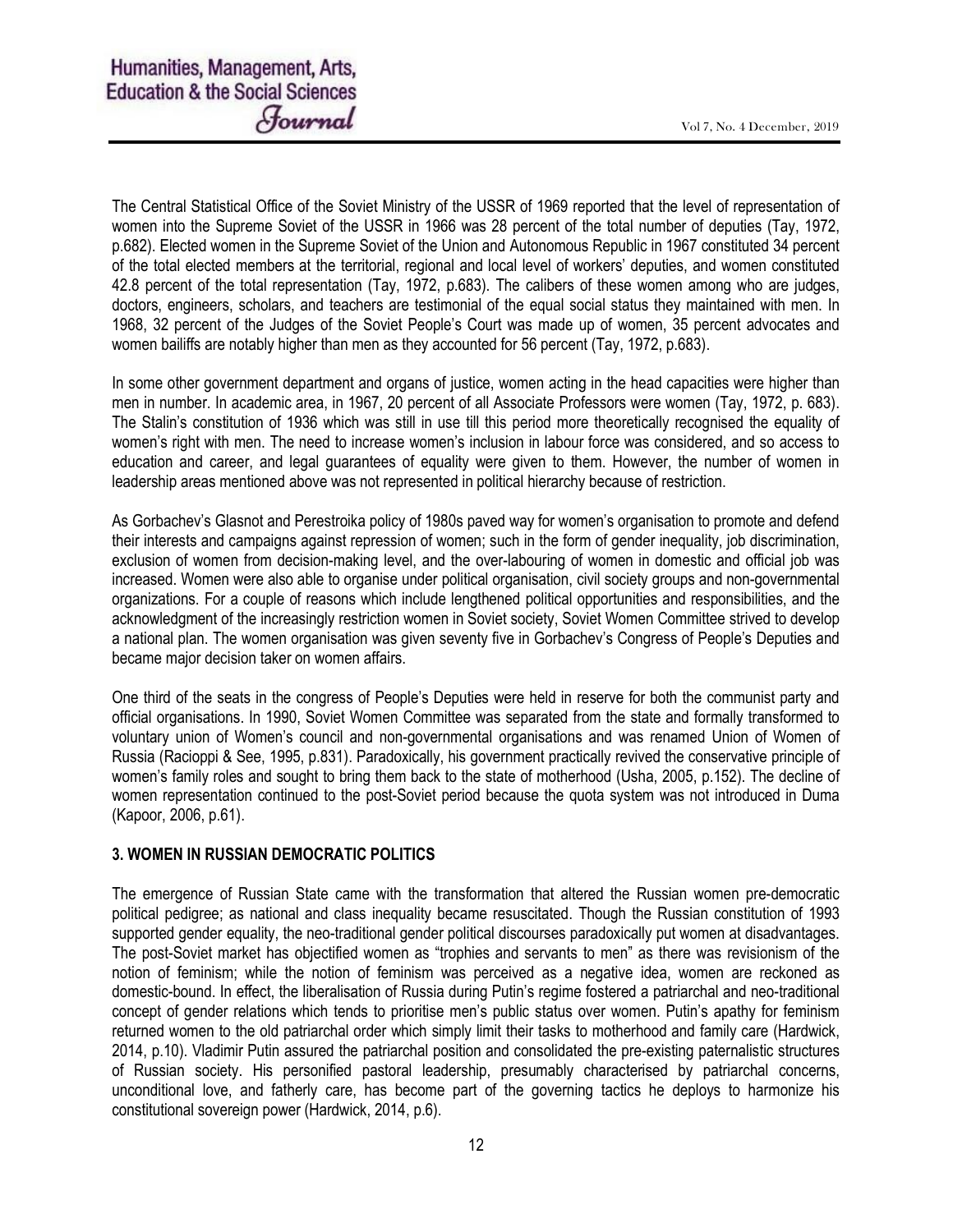The Central Statistical Office of the Soviet Ministry of the USSR of 1969 reported that the level of representation of women into the Supreme Soviet of the USSR in 1966 was 28 percent of the total number of deputies (Tay, 1972, p.682). Elected women in the Supreme Soviet of the Union and Autonomous Republic in 1967 constituted 34 percent of the total elected members at the territorial, regional and local level of workers' deputies, and women constituted 42.8 percent of the total representation (Tay, 1972, p.683). The calibers of these women among who are judges, doctors, engineers, scholars, and teachers are testimonial of the equal social status they maintained with men. In 1968, 32 percent of the Judges of the Soviet People's Court was made up of women, 35 percent advocates and women bailiffs are notably higher than men as they accounted for 56 percent (Tay, 1972, p.683).

In some other government department and organs of justice, women acting in the head capacities were higher than men in number. In academic area, in 1967, 20 percent of all Associate Professors were women (Tay, 1972, p. 683). The Stalin's constitution of 1936 which was still in use till this period more theoretically recognised the equality of women's right with men. The need to increase women's inclusion in labour force was considered, and so access to education and career, and legal guarantees of equality were given to them. However, the number of women in leadership areas mentioned above was not represented in political hierarchy because of restriction.

As Gorbachev's Glasnot and Perestroika policy of 1980s paved way for women's organisation to promote and defend their interests and campaigns against repression of women; such in the form of gender inequality, job discrimination, exclusion of women from decision-making level, and the over-labouring of women in domestic and official job was increased. Women were also able to organise under political organisation, civil society groups and non-governmental organizations. For a couple of reasons which include lengthened political opportunities and responsibilities, and the acknowledgment of the increasingly restriction women in Soviet society, Soviet Women Committee strived to develop a national plan. The women organisation was given seventy five in Gorbachev's Congress of People's Deputies and became major decision taker on women affairs.

One third of the seats in the congress of People's Deputies were held in reserve for both the communist party and official organisations. In 1990, Soviet Women Committee was separated from the state and formally transformed to voluntary union of Women's council and non-governmental organisations and was renamed Union of Women of Russia (Racioppi & See, 1995, p.831). Paradoxically, his government practically revived the conservative principle of women's family roles and sought to bring them back to the state of motherhood (Usha, 2005, p.152). The decline of women representation continued to the post-Soviet period because the quota system was not introduced in Duma (Kapoor, 2006, p.61).

## 3. WOMEN IN RUSSIAN DEMOCRATIC POLITICS

The emergence of Russian State came with the transformation that altered the Russian women pre-democratic political pedigree; as national and class inequality became resuscitated. Though the Russian constitution of 1993 supported gender equality, the neo-traditional gender political discourses paradoxically put women at disadvantages. The post-Soviet market has objectified women as "trophies and servants to men" as there was revisionism of the notion of feminism; while the notion of feminism was perceived as a negative idea, women are reckoned as domestic-bound. In effect, the liberalisation of Russia during Putin's regime fostered a patriarchal and neo-traditional concept of gender relations which tends to prioritise men's public status over women. Putin's apathy for feminism returned women to the old patriarchal order which simply limit their tasks to motherhood and family care (Hardwick, 2014, p.10). Vladimir Putin assured the patriarchal position and consolidated the pre-existing paternalistic structures of Russian society. His personified pastoral leadership, presumably characterised by patriarchal concerns, unconditional love, and fatherly care, has become part of the governing tactics he deploys to harmonize his constitutional sovereign power (Hardwick, 2014, p.6).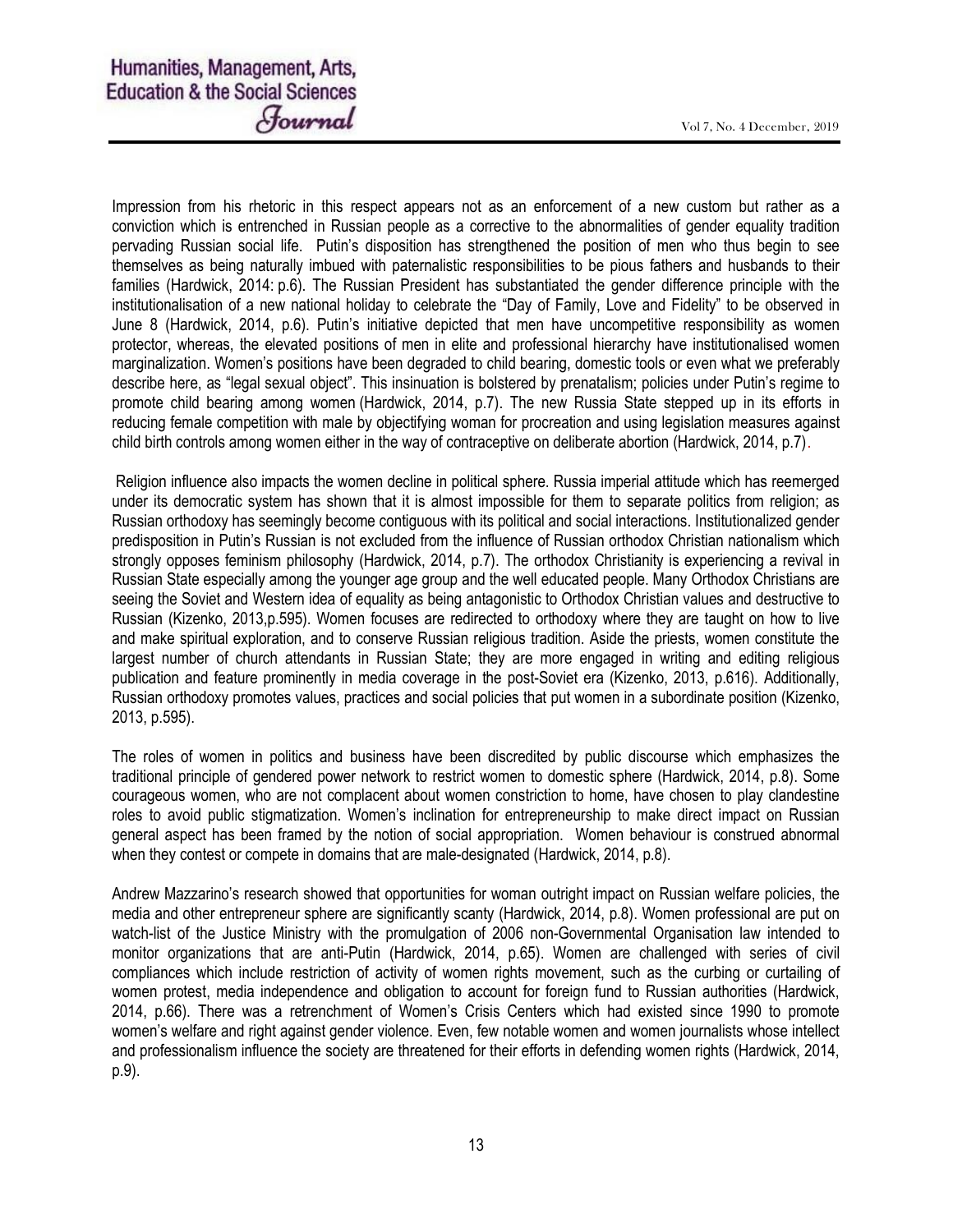Impression from his rhetoric in this respect appears not as an enforcement of a new custom but rather as a conviction which is entrenched in Russian people as a corrective to the abnormalities of gender equality tradition pervading Russian social life. Putin's disposition has strengthened the position of men who thus begin to see themselves as being naturally imbued with paternalistic responsibilities to be pious fathers and husbands to their families (Hardwick, 2014: p.6). The Russian President has substantiated the gender difference principle with the institutionalisation of a new national holiday to celebrate the "Day of Family, Love and Fidelity" to be observed in June 8 (Hardwick, 2014, p.6). Putin's initiative depicted that men have uncompetitive responsibility as women protector, whereas, the elevated positions of men in elite and professional hierarchy have institutionalised women marginalization. Women's positions have been degraded to child bearing, domestic tools or even what we preferably describe here, as "legal sexual object". This insinuation is bolstered by prenatalism; policies under Putin's regime to promote child bearing among women (Hardwick, 2014, p.7). The new Russia State stepped up in its efforts in reducing female competition with male by objectifying woman for procreation and using legislation measures against child birth controls among women either in the way of contraceptive on deliberate abortion (Hardwick, 2014, p.7).

Religion influence also impacts the women decline in political sphere. Russia imperial attitude which has reemerged under its democratic system has shown that it is almost impossible for them to separate politics from religion; as Russian orthodoxy has seemingly become contiguous with its political and social interactions. Institutionalized gender predisposition in Putin's Russian is not excluded from the influence of Russian orthodox Christian nationalism which strongly opposes feminism philosophy (Hardwick, 2014, p.7). The orthodox Christianity is experiencing a revival in Russian State especially among the younger age group and the well educated people. Many Orthodox Christians are seeing the Soviet and Western idea of equality as being antagonistic to Orthodox Christian values and destructive to Russian (Kizenko, 2013,p.595). Women focuses are redirected to orthodoxy where they are taught on how to live and make spiritual exploration, and to conserve Russian religious tradition. Aside the priests, women constitute the largest number of church attendants in Russian State; they are more engaged in writing and editing religious publication and feature prominently in media coverage in the post-Soviet era (Kizenko, 2013, p.616). Additionally, Russian orthodoxy promotes values, practices and social policies that put women in a subordinate position (Kizenko, 2013, p.595).

The roles of women in politics and business have been discredited by public discourse which emphasizes the traditional principle of gendered power network to restrict women to domestic sphere (Hardwick, 2014, p.8). Some courageous women, who are not complacent about women constriction to home, have chosen to play clandestine roles to avoid public stigmatization. Women's inclination for entrepreneurship to make direct impact on Russian general aspect has been framed by the notion of social appropriation. Women behaviour is construed abnormal when they contest or compete in domains that are male-designated (Hardwick, 2014, p.8).

Andrew Mazzarino's research showed that opportunities for woman outright impact on Russian welfare policies, the media and other entrepreneur sphere are significantly scanty (Hardwick, 2014, p.8). Women professional are put on watch-list of the Justice Ministry with the promulgation of 2006 non-Governmental Organisation law intended to monitor organizations that are anti-Putin (Hardwick, 2014, p.65). Women are challenged with series of civil compliances which include restriction of activity of women rights movement, such as the curbing or curtailing of women protest, media independence and obligation to account for foreign fund to Russian authorities (Hardwick, 2014, p.66). There was a retrenchment of Women's Crisis Centers which had existed since 1990 to promote women's welfare and right against gender violence. Even, few notable women and women journalists whose intellect and professionalism influence the society are threatened for their efforts in defending women rights (Hardwick, 2014, p.9).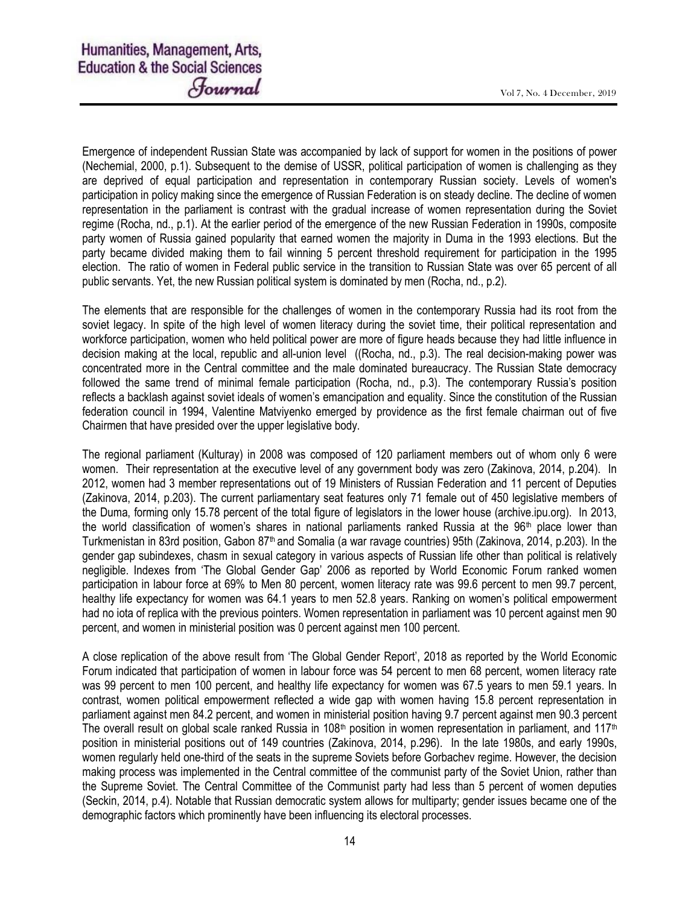Emergence of independent Russian State was accompanied by lack of support for women in the positions of power (Nechemial, 2000, p.1). Subsequent to the demise of USSR, political participation of women is challenging as they are deprived of equal participation and representation in contemporary Russian society. Levels of women's participation in policy making since the emergence of Russian Federation is on steady decline. The decline of women representation in the parliament is contrast with the gradual increase of women representation during the Soviet regime (Rocha, nd., p.1). At the earlier period of the emergence of the new Russian Federation in 1990s, composite party women of Russia gained popularity that earned women the majority in Duma in the 1993 elections. But the party became divided making them to fail winning 5 percent threshold requirement for participation in the 1995 election. The ratio of women in Federal public service in the transition to Russian State was over 65 percent of all public servants. Yet, the new Russian political system is dominated by men (Rocha, nd., p.2).

The elements that are responsible for the challenges of women in the contemporary Russia had its root from the soviet legacy. In spite of the high level of women literacy during the soviet time, their political representation and workforce participation, women who held political power are more of figure heads because they had little influence in decision making at the local, republic and all-union level ((Rocha, nd., p.3). The real decision-making power was concentrated more in the Central committee and the male dominated bureaucracy. The Russian State democracy followed the same trend of minimal female participation (Rocha, nd., p.3). The contemporary Russia's position reflects a backlash against soviet ideals of women's emancipation and equality. Since the constitution of the Russian federation council in 1994, Valentine Matviyenko emerged by providence as the first female chairman out of five Chairmen that have presided over the upper legislative body.

The regional parliament (Kulturay) in 2008 was composed of 120 parliament members out of whom only 6 were women. Their representation at the executive level of any government body was zero (Zakinova, 2014, p.204). In 2012, women had 3 member representations out of 19 Ministers of Russian Federation and 11 percent of Deputies (Zakinova, 2014, p.203). The current parliamentary seat features only 71 female out of 450 legislative members of the Duma, forming only 15.78 percent of the total figure of legislators in the lower house (archive.ipu.org). In 2013, the world classification of women's shares in national parliaments ranked Russia at the 96th place lower than Turkmenistan in 83rd position, Gabon 87th and Somalia (a war ravage countries) 95th (Zakinova, 2014, p.203). In the gender gap subindexes, chasm in sexual category in various aspects of Russian life other than political is relatively negligible. Indexes from 'The Global Gender Gap' 2006 as reported by World Economic Forum ranked women participation in labour force at 69% to Men 80 percent, women literacy rate was 99.6 percent to men 99.7 percent, healthy life expectancy for women was 64.1 years to men 52.8 years. Ranking on women's political empowerment had no iota of replica with the previous pointers. Women representation in parliament was 10 percent against men 90 percent, and women in ministerial position was 0 percent against men 100 percent.

A close replication of the above result from 'The Global Gender Report', 2018 as reported by the World Economic Forum indicated that participation of women in labour force was 54 percent to men 68 percent, women literacy rate was 99 percent to men 100 percent, and healthy life expectancy for women was 67.5 years to men 59.1 years. In contrast, women political empowerment reflected a wide gap with women having 15.8 percent representation in parliament against men 84.2 percent, and women in ministerial position having 9.7 percent against men 90.3 percent The overall result on global scale ranked Russia in 108th position in women representation in parliament, and 117th position in ministerial positions out of 149 countries (Zakinova, 2014, p.296). In the late 1980s, and early 1990s, women regularly held one-third of the seats in the supreme Soviets before Gorbachev regime. However, the decision making process was implemented in the Central committee of the communist party of the Soviet Union, rather than the Supreme Soviet. The Central Committee of the Communist party had less than 5 percent of women deputies (Seckin, 2014, p.4). Notable that Russian democratic system allows for multiparty; gender issues became one of the demographic factors which prominently have been influencing its electoral processes.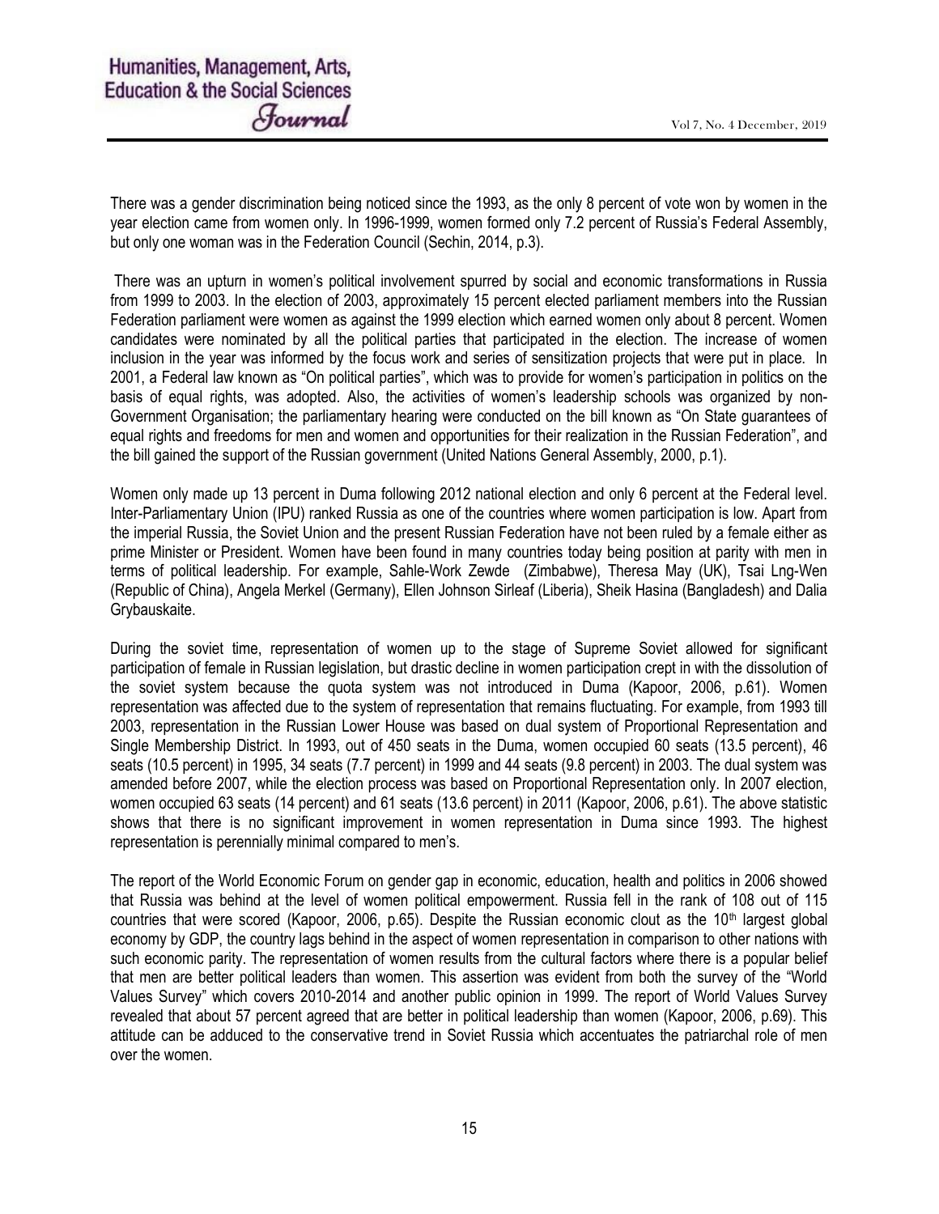There was a gender discrimination being noticed since the 1993, as the only 8 percent of vote won by women in the year election came from women only. In 1996-1999, women formed only 7.2 percent of Russia's Federal Assembly, but only one woman was in the Federation Council (Sechin, 2014, p.3).

There was an upturn in women's political involvement spurred by social and economic transformations in Russia from 1999 to 2003. In the election of 2003, approximately 15 percent elected parliament members into the Russian Federation parliament were women as against the 1999 election which earned women only about 8 percent. Women candidates were nominated by all the political parties that participated in the election. The increase of women inclusion in the year was informed by the focus work and series of sensitization projects that were put in place. In 2001, a Federal law known as "On political parties", which was to provide for women's participation in politics on the basis of equal rights, was adopted. Also, the activities of women's leadership schools was organized by non-Government Organisation; the parliamentary hearing were conducted on the bill known as "On State guarantees of equal rights and freedoms for men and women and opportunities for their realization in the Russian Federation", and the bill gained the support of the Russian government (United Nations General Assembly, 2000, p.1).

Women only made up 13 percent in Duma following 2012 national election and only 6 percent at the Federal level. Inter-Parliamentary Union (IPU) ranked Russia as one of the countries where women participation is low. Apart from the imperial Russia, the Soviet Union and the present Russian Federation have not been ruled by a female either as prime Minister or President. Women have been found in many countries today being position at parity with men in terms of political leadership. For example, Sahle-Work Zewde (Zimbabwe), Theresa May (UK), Tsai Lng-Wen (Republic of China), Angela Merkel (Germany), Ellen Johnson Sirleaf (Liberia), Sheik Hasina (Bangladesh) and Dalia Grybauskaite.

During the soviet time, representation of women up to the stage of Supreme Soviet allowed for significant participation of female in Russian legislation, but drastic decline in women participation crept in with the dissolution of the soviet system because the quota system was not introduced in Duma (Kapoor, 2006, p.61). Women representation was affected due to the system of representation that remains fluctuating. For example, from 1993 till 2003, representation in the Russian Lower House was based on dual system of Proportional Representation and Single Membership District. In 1993, out of 450 seats in the Duma, women occupied 60 seats (13.5 percent), 46 seats (10.5 percent) in 1995, 34 seats (7.7 percent) in 1999 and 44 seats (9.8 percent) in 2003. The dual system was amended before 2007, while the election process was based on Proportional Representation only. In 2007 election, women occupied 63 seats (14 percent) and 61 seats (13.6 percent) in 2011 (Kapoor, 2006, p.61). The above statistic shows that there is no significant improvement in women representation in Duma since 1993. The highest representation is perennially minimal compared to men's.

The report of the World Economic Forum on gender gap in economic, education, health and politics in 2006 showed that Russia was behind at the level of women political empowerment. Russia fell in the rank of 108 out of 115 countries that were scored (Kapoor, 2006, p.65). Despite the Russian economic clout as the 10th largest global economy by GDP, the country lags behind in the aspect of women representation in comparison to other nations with such economic parity. The representation of women results from the cultural factors where there is a popular belief that men are better political leaders than women. This assertion was evident from both the survey of the "World Values Survey" which covers 2010-2014 and another public opinion in 1999. The report of World Values Survey revealed that about 57 percent agreed that are better in political leadership than women (Kapoor, 2006, p.69). This attitude can be adduced to the conservative trend in Soviet Russia which accentuates the patriarchal role of men over the women.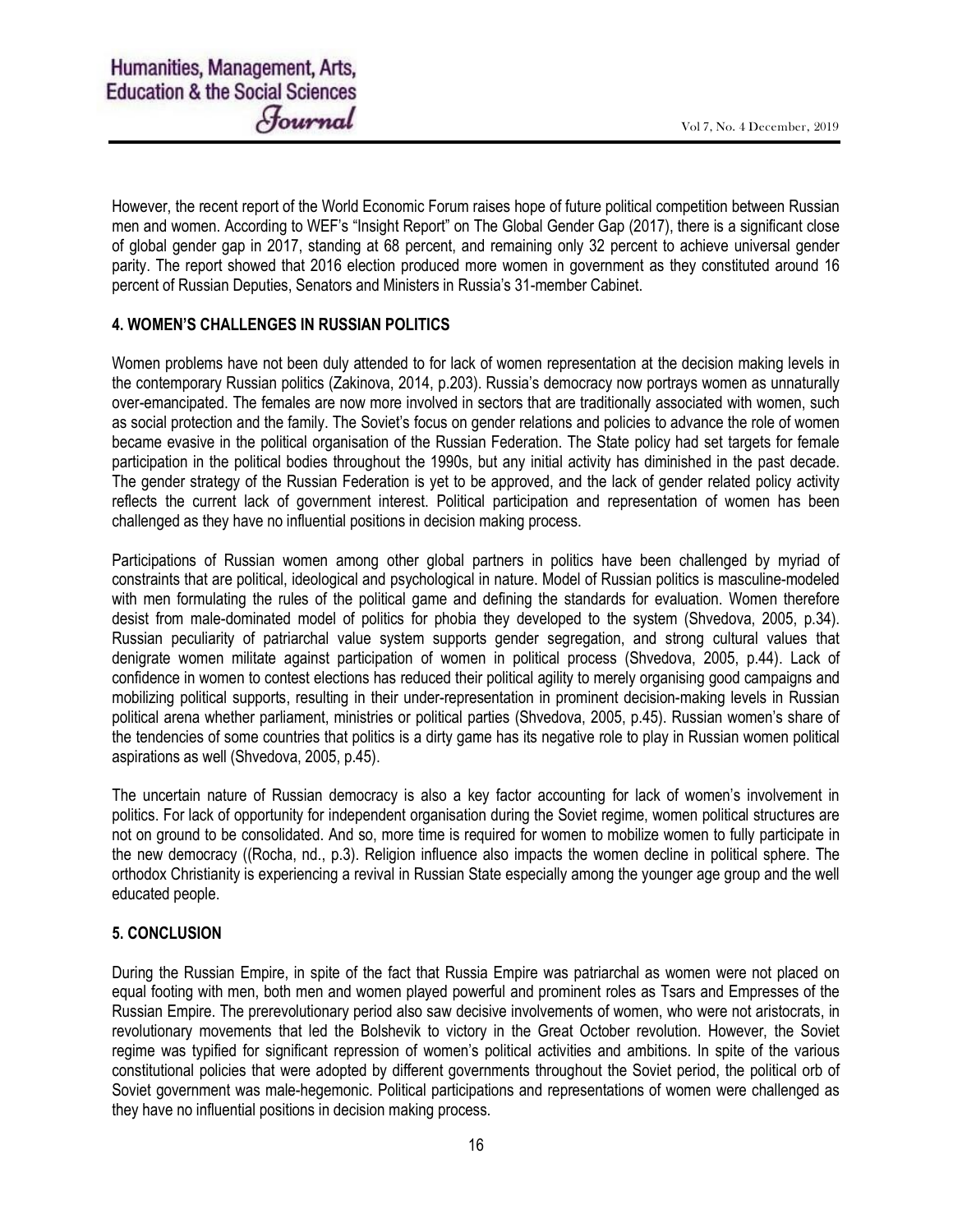However, the recent report of the World Economic Forum raises hope of future political competition between Russian men and women. According to WEF's "Insight Report" on The Global Gender Gap (2017), there is a significant close of global gender gap in 2017, standing at 68 percent, and remaining only 32 percent to achieve universal gender parity. The report showed that 2016 election produced more women in government as they constituted around 16 percent of Russian Deputies, Senators and Ministers in Russia's 31-member Cabinet.

## 4. WOMEN'S CHALLENGES IN RUSSIAN POLITICS

Women problems have not been duly attended to for lack of women representation at the decision making levels in the contemporary Russian politics (Zakinova, 2014, p.203). Russia's democracy now portrays women as unnaturally over-emancipated. The females are now more involved in sectors that are traditionally associated with women, such as social protection and the family. The Soviet's focus on gender relations and policies to advance the role of women became evasive in the political organisation of the Russian Federation. The State policy had set targets for female participation in the political bodies throughout the 1990s, but any initial activity has diminished in the past decade. The gender strategy of the Russian Federation is yet to be approved, and the lack of gender related policy activity reflects the current lack of government interest. Political participation and representation of women has been challenged as they have no influential positions in decision making process.

Participations of Russian women among other global partners in politics have been challenged by myriad of constraints that are political, ideological and psychological in nature. Model of Russian politics is masculine-modeled with men formulating the rules of the political game and defining the standards for evaluation. Women therefore desist from male-dominated model of politics for phobia they developed to the system (Shvedova, 2005, p.34). Russian peculiarity of patriarchal value system supports gender segregation, and strong cultural values that denigrate women militate against participation of women in political process (Shvedova, 2005, p.44). Lack of confidence in women to contest elections has reduced their political agility to merely organising good campaigns and mobilizing political supports, resulting in their under-representation in prominent decision-making levels in Russian political arena whether parliament, ministries or political parties (Shvedova, 2005, p.45). Russian women's share of the tendencies of some countries that politics is a dirty game has its negative role to play in Russian women political aspirations as well (Shvedova, 2005, p.45).

The uncertain nature of Russian democracy is also a key factor accounting for lack of women's involvement in politics. For lack of opportunity for independent organisation during the Soviet regime, women political structures are not on ground to be consolidated. And so, more time is required for women to mobilize women to fully participate in the new democracy ((Rocha, nd., p.3). Religion influence also impacts the women decline in political sphere. The orthodox Christianity is experiencing a revival in Russian State especially among the younger age group and the well educated people.

## 5. CONCLUSION

During the Russian Empire, in spite of the fact that Russia Empire was patriarchal as women were not placed on equal footing with men, both men and women played powerful and prominent roles as Tsars and Empresses of the Russian Empire. The prerevolutionary period also saw decisive involvements of women, who were not aristocrats, in revolutionary movements that led the Bolshevik to victory in the Great October revolution. However, the Soviet regime was typified for significant repression of women's political activities and ambitions. In spite of the various constitutional policies that were adopted by different governments throughout the Soviet period, the political orb of Soviet government was male-hegemonic. Political participations and representations of women were challenged as they have no influential positions in decision making process.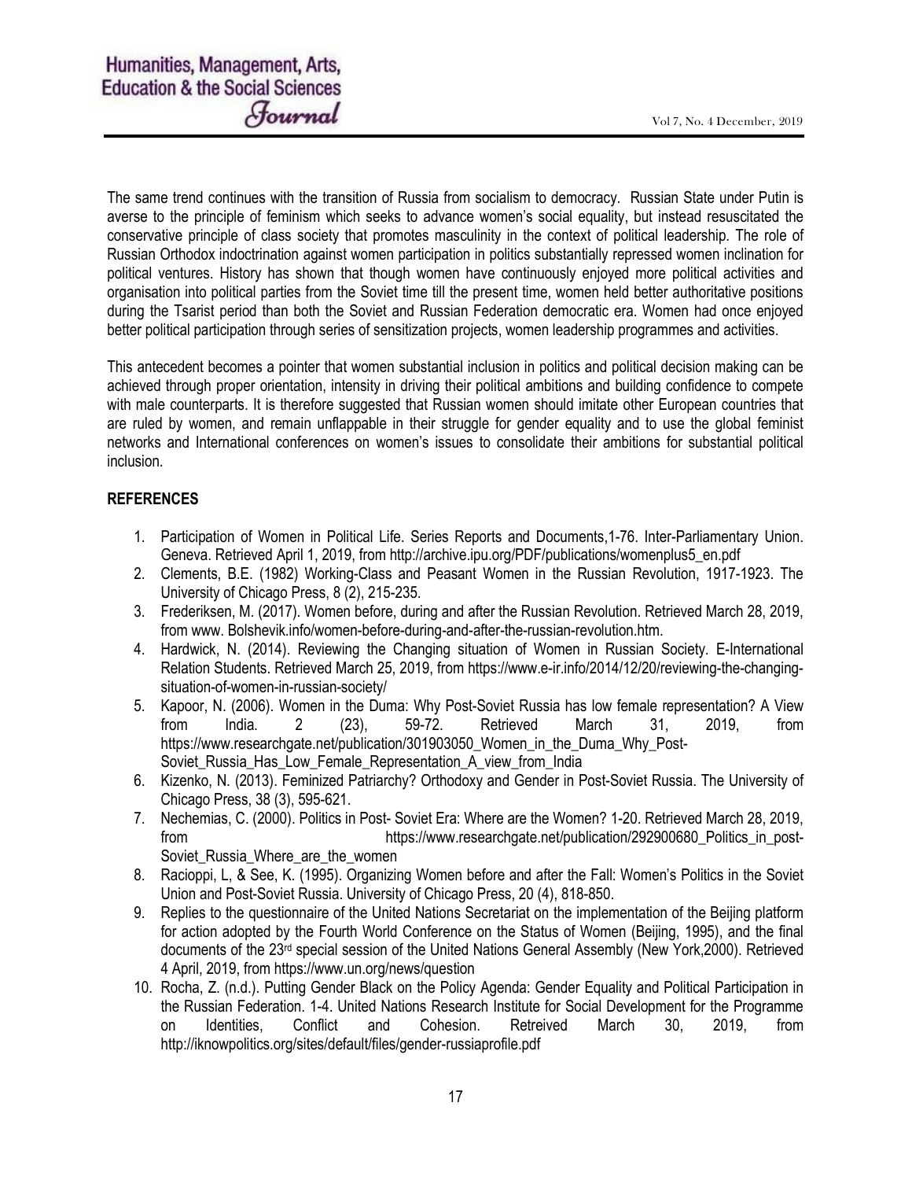The same trend continues with the transition of Russia from socialism to democracy. Russian State under Putin is averse to the principle of feminism which seeks to advance women's social equality, but instead resuscitated the conservative principle of class society that promotes masculinity in the context of political leadership. The role of Russian Orthodox indoctrination against women participation in politics substantially repressed women inclination for political ventures. History has shown that though women have continuously enjoyed more political activities and organisation into political parties from the Soviet time till the present time, women held better authoritative positions during the Tsarist period than both the Soviet and Russian Federation democratic era. Women had once enjoyed better political participation through series of sensitization projects, women leadership programmes and activities.

This antecedent becomes a pointer that women substantial inclusion in politics and political decision making can be achieved through proper orientation, intensity in driving their political ambitions and building confidence to compete with male counterparts. It is therefore suggested that Russian women should imitate other European countries that are ruled by women, and remain unflappable in their struggle for gender equality and to use the global feminist networks and International conferences on women's issues to consolidate their ambitions for substantial political inclusion.

## REFERENCES

1. Participation of Women in Political Life. Series Reports and Documents,1-76. Inter-Parliamentary Union. Geneva. Retrieved April 1, 2019, from http://archive.ipu.org/PDF/publications/womenplus5_en.pdf
2. Clements, B.E. (1982) Working-Class and Peasant Women in the Russian Revolution, 1917-1923. The University of Chicago Press, 8 (2), 215-235.
3. Frederiksen, M. (2017). Women before, during and after the Russian Revolution. Retrieved March 28, 2019, from www. Bolshevik.info/women-before-during-and-after-the-russian-revolution.htm.
4. Hardwick, N. (2014). Reviewing the Changing situation of Women in Russian Society. E-International Relation Students. Retrieved March 25, 2019, from https://www.e-ir.info/2014/12/20/reviewing-the-changing-situation-of-women-in-russian-society/
5. Kapoor, N. (2006). Women in the Duma: Why Post-Soviet Russia has low female representation? A View from India. 2 (23), 59-72. Retrieved March 31, 2019, from https://www.researchgate.net/publication/301903050_Women_in_the_Duma_Why_Post-Soviet_Russia_Has_Low_Female_Representation_A_view_from_India
6. Kizenko, N. (2013). Feminized Patriarchy? Orthodoxy and Gender in Post-Soviet Russia. The University of Chicago Press, 38 (3), 595-621.
7. Nechemias, C. (2000). Politics in Post- Soviet Era: Where are the Women? 1-20. Retrieved March 28, 2019, from https://www.researchgate.net/publication/292900680_Politics_in_post-Soviet_Russia_Where_are_the_women
8. Racioppi, L, & See, K. (1995). Organizing Women before and after the Fall: Women's Politics in the Soviet Union and Post-Soviet Russia. University of Chicago Press, 20 (4), 818-850.
9. Replies to the questionnaire of the United Nations Secretariat on the implementation of the Beijing platform for action adopted by the Fourth World Conference on the Status of Women (Beijing, 1995), and the final documents of the 23rd special session of the United Nations General Assembly (New York,2000). Retrieved 4 April, 2019, from https://www.un.org/news/question
10. Rocha, Z. (n.d.). Putting Gender Black on the Policy Agenda: Gender Equality and Political Participation in the Russian Federation. 1-4. United Nations Research Institute for Social Development for the Programme on Identities, Conflict and Cohesion. Retreived March 30, 2019, from http://iknowpolitics.org/sites/default/files/gender-russiaprofile.pdf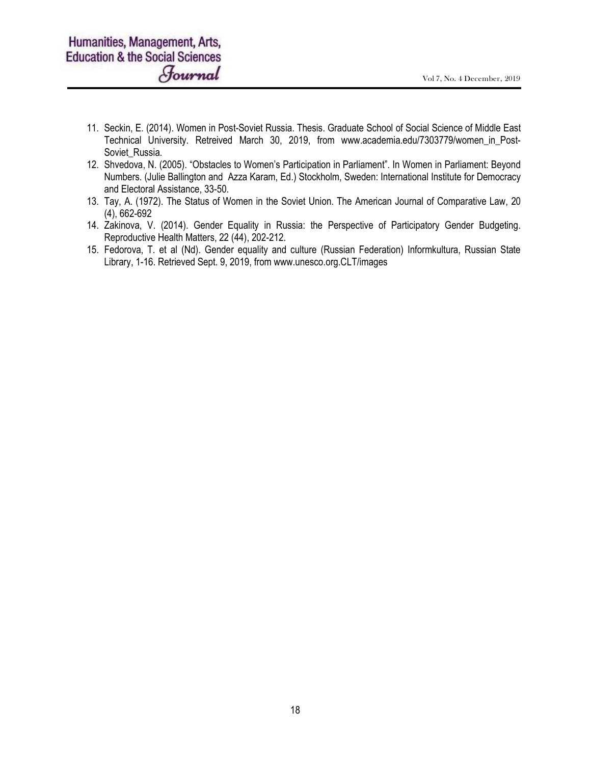11. Seckin, E. (2014). Women in Post-Soviet Russia. Thesis. Graduate School of Social Science of Middle East Technical University. Retreived March 30, 2019, from www.academia.edu/7303779/women_in_Post-Soviet_Russia.
12. Shvedova, N. (2005). "Obstacles to Women's Participation in Parliament". In Women in Parliament: Beyond Numbers. (Julie Ballington and Azza Karam, Ed.) Stockholm, Sweden: International Institute for Democracy and Electoral Assistance, 33-50.
13. Tay, A. (1972). The Status of Women in the Soviet Union. The American Journal of Comparative Law, 20 (4), 662-692
14. Zakinova, V. (2014). Gender Equality in Russia: the Perspective of Participatory Gender Budgeting. Reproductive Health Matters, 22 (44), 202-212.
15. Fedorova, T. et al (Nd). Gender equality and culture (Russian Federation) Informkultura, Russian State Library, 1-16. Retrieved Sept. 9, 2019, from www.unesco.org.CLT/images